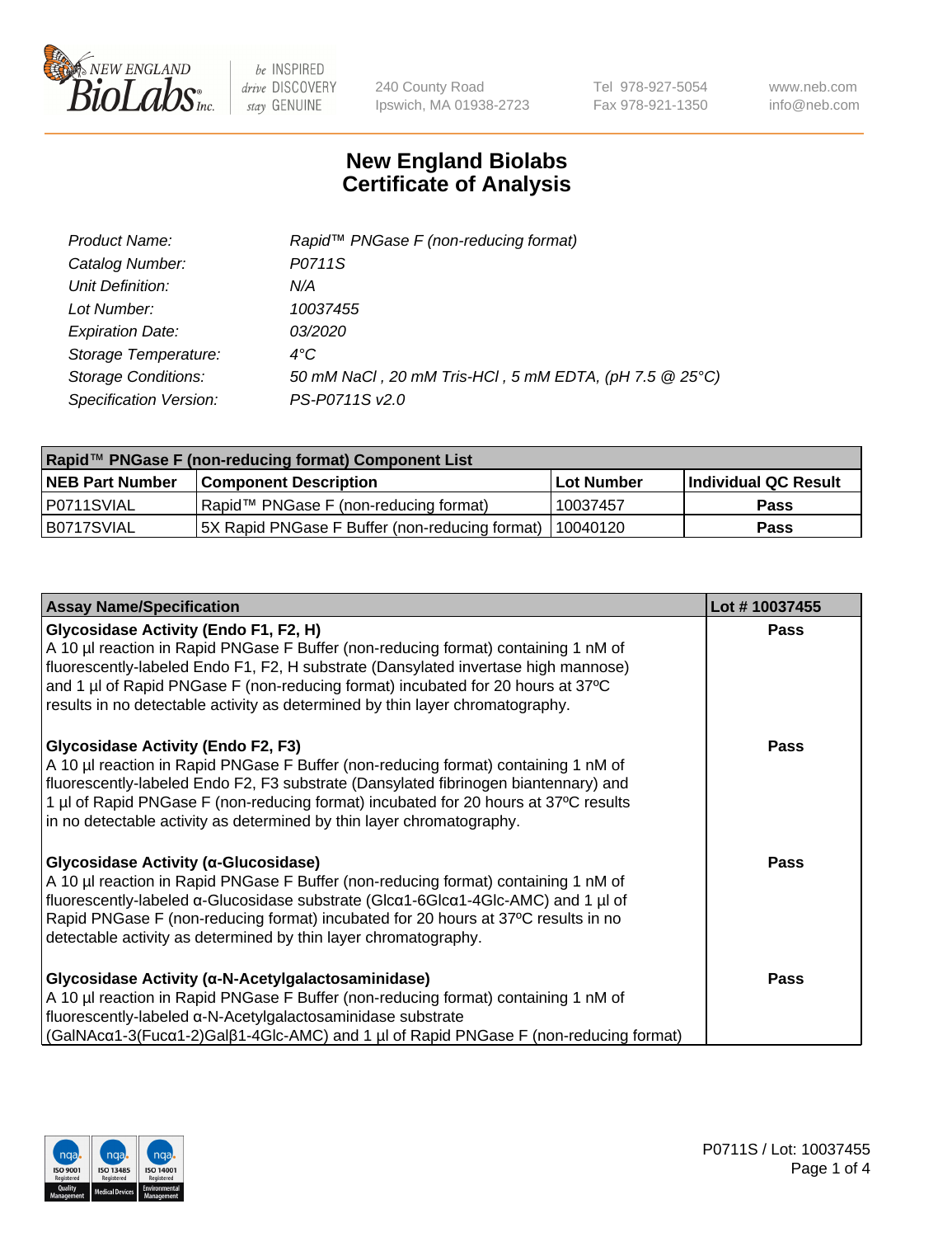# New England Biolabs Certificate of Analysis

| | |
|---|---|
| *Product Name:* | *Rapid™ PNGase F (non-reducing format)* |
| *Catalog Number:* | *P0711S* |
| *Unit Definition:* | *N/A* |
| *Lot Number:* | *10037455* |
| *Expiration Date:* | *03/2020* |
| *Storage Temperature:* | *4°C* |
| *Storage Conditions:* | *50 mM NaCl , 20 mM Tris-HCl , 5 mM EDTA, (pH 7.5 @ 25°C)* |
| *Specification Version:* | *PS-P0711S v2.0* |

| Rapid™ PNGase F (non-reducing format) Component List | | | |
|---|---|---|---|
| **NEB Part Number** | **Component Description** | **Lot Number** | **Individual QC Result** |
| P0711SVIAL | Rapid™ PNGase F (non-reducing format) | 10037457 | **Pass** |
| B0717SVIAL | 5X Rapid PNGase F Buffer (non-reducing format) | 10040120 | **Pass** |

| Assay Name/Specification | Lot # 10037455 |
|---|---|
| **Glycosidase Activity (Endo F1, F2, H)** A 10 µl reaction in Rapid PNGase F Buffer (non-reducing format) containing 1 nM of fluorescently-labeled Endo F1, F2, H substrate (Dansylated invertase high mannose) and 1 µl of Rapid PNGase F (non-reducing format) incubated for 20 hours at 37ºC results in no detectable activity as determined by thin layer chromatography. | **Pass** |
| **Glycosidase Activity (Endo F2, F3)** A 10 µl reaction in Rapid PNGase F Buffer (non-reducing format) containing 1 nM of fluorescently-labeled Endo F2, F3 substrate (Dansylated fibrinogen biantennary) and 1 µl of Rapid PNGase F (non-reducing format) incubated for 20 hours at 37ºC results in no detectable activity as determined by thin layer chromatography. | **Pass** |
| **Glycosidase Activity (α-Glucosidase)** A 10 µl reaction in Rapid PNGase F Buffer (non-reducing format) containing 1 nM of fluorescently-labeled α-Glucosidase substrate (Glcα1-6Glcα1-4Glc-AMC) and 1 µl of Rapid PNGase F (non-reducing format) incubated for 20 hours at 37ºC results in no detectable activity as determined by thin layer chromatography. | **Pass** |
| **Glycosidase Activity (α-N-Acetylgalactosaminidase)** A 10 µl reaction in Rapid PNGase F Buffer (non-reducing format) containing 1 nM of fluorescently-labeled α-N-Acetylgalactosaminidase substrate (GalNAcα1-3(Fucα1-2)Galβ1-4Glc-AMC) and 1 µl of Rapid PNGase F (non-reducing format) | **Pass** |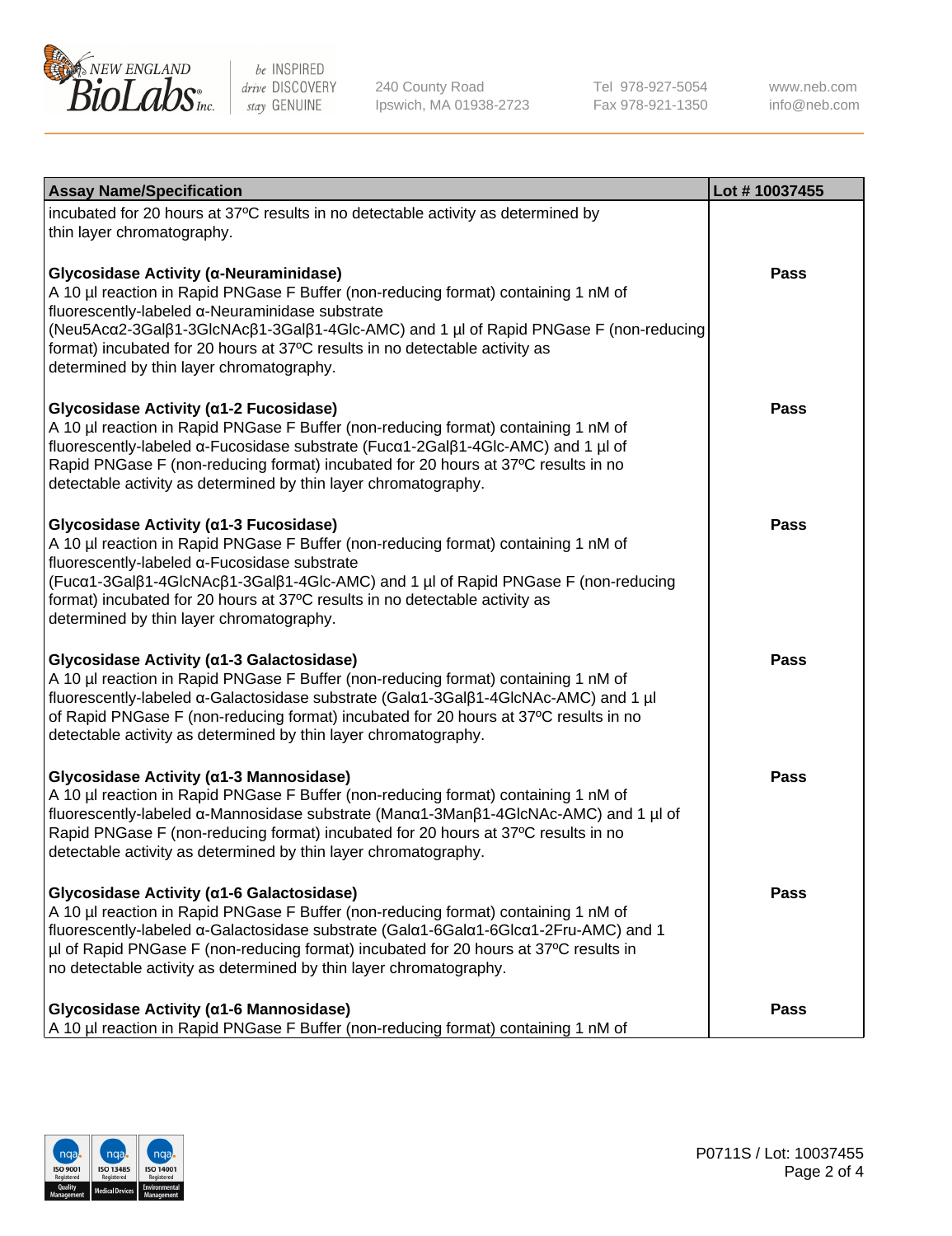| Assay Name/Specification | Lot # 10037455 |
| --- | --- |
| incubated for 20 hours at 37ºC results in no detectable activity as determined by thin layer chromatography. | |
| **Glycosidase Activity (α-Neuraminidase)**<br>A 10 µl reaction in Rapid PNGase F Buffer (non-reducing format) containing 1 nM of fluorescently-labeled α-Neuraminidase substrate (Neu5Acα2-3Galβ1-3GlcNAcβ1-3Galβ1-4Glc-AMC) and 1 µl of Rapid PNGase F (non-reducing format) incubated for 20 hours at 37ºC results in no detectable activity as determined by thin layer chromatography. | Pass |
| **Glycosidase Activity (α1-2 Fucosidase)**<br>A 10 µl reaction in Rapid PNGase F Buffer (non-reducing format) containing 1 nM of fluorescently-labeled α-Fucosidase substrate (Fucα1-2Galβ1-4Glc-AMC) and 1 µl of Rapid PNGase F (non-reducing format) incubated for 20 hours at 37ºC results in no detectable activity as determined by thin layer chromatography. | Pass |
| **Glycosidase Activity (α1-3 Fucosidase)**<br>A 10 µl reaction in Rapid PNGase F Buffer (non-reducing format) containing 1 nM of fluorescently-labeled α-Fucosidase substrate (Fucα1-3Galβ1-4GlcNAcβ1-3Galβ1-4Glc-AMC) and 1 µl of Rapid PNGase F (non-reducing format) incubated for 20 hours at 37ºC results in no detectable activity as determined by thin layer chromatography. | Pass |
| **Glycosidase Activity (α1-3 Galactosidase)**<br>A 10 µl reaction in Rapid PNGase F Buffer (non-reducing format) containing 1 nM of fluorescently-labeled α-Galactosidase substrate (Galα1-3Galβ1-4GlcNAc-AMC) and 1 µl of Rapid PNGase F (non-reducing format) incubated for 20 hours at 37ºC results in no detectable activity as determined by thin layer chromatography. | Pass |
| **Glycosidase Activity (α1-3 Mannosidase)**<br>A 10 µl reaction in Rapid PNGase F Buffer (non-reducing format) containing 1 nM of fluorescently-labeled α-Mannosidase substrate (Manα1-3Manβ1-4GlcNAc-AMC) and 1 µl of Rapid PNGase F (non-reducing format) incubated for 20 hours at 37ºC results in no detectable activity as determined by thin layer chromatography. | Pass |
| **Glycosidase Activity (α1-6 Galactosidase)**<br>A 10 µl reaction in Rapid PNGase F Buffer (non-reducing format) containing 1 nM of fluorescently-labeled α-Galactosidase substrate (Galα1-6Galα1-6Glcα1-2Fru-AMC) and 1 µl of Rapid PNGase F (non-reducing format) incubated for 20 hours at 37ºC results in no detectable activity as determined by thin layer chromatography. | Pass |
| **Glycosidase Activity (α1-6 Mannosidase)**<br>A 10 µl reaction in Rapid PNGase F Buffer (non-reducing format) containing 1 nM of | Pass |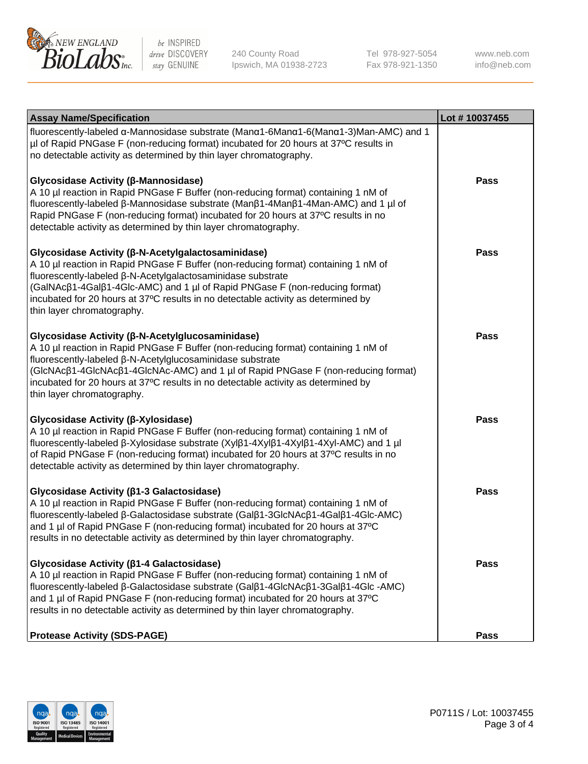| Assay Name/Specification | Lot # 10037455 |
| --- | --- |
| fluorescently-labeled α-Mannosidase substrate (Manα1-6Manα1-6(Manα1-3)Man-AMC) and 1 µl of Rapid PNGase F (non-reducing format) incubated for 20 hours at 37ºC results in no detectable activity as determined by thin layer chromatography. | |
| **Glycosidase Activity (β-Mannosidase)** A 10 µl reaction in Rapid PNGase F Buffer (non-reducing format) containing 1 nM of fluorescently-labeled β-Mannosidase substrate (Manβ1-4Manβ1-4Man-AMC) and 1 µl of Rapid PNGase F (non-reducing format) incubated for 20 hours at 37ºC results in no detectable activity as determined by thin layer chromatography. | **Pass** |
| **Glycosidase Activity (β-N-Acetylgalactosaminidase)** A 10 µl reaction in Rapid PNGase F Buffer (non-reducing format) containing 1 nM of fluorescently-labeled β-N-Acetylgalactosaminidase substrate (GalNAcβ1-4Galβ1-4Glc-AMC) and 1 µl of Rapid PNGase F (non-reducing format) incubated for 20 hours at 37ºC results in no detectable activity as determined by thin layer chromatography. | **Pass** |
| **Glycosidase Activity (β-N-Acetylglucosaminidase)** A 10 µl reaction in Rapid PNGase F Buffer (non-reducing format) containing 1 nM of fluorescently-labeled β-N-Acetylglucosaminidase substrate (GlcNAcβ1-4GlcNAcβ1-4GlcNAc-AMC) and 1 µl of Rapid PNGase F (non-reducing format) incubated for 20 hours at 37ºC results in no detectable activity as determined by thin layer chromatography. | **Pass** |
| **Glycosidase Activity (β-Xylosidase)** A 10 µl reaction in Rapid PNGase F Buffer (non-reducing format) containing 1 nM of fluorescently-labeled β-Xylosidase substrate (Xylβ1-4Xylβ1-4Xylβ1-4Xyl-AMC) and 1 µl of Rapid PNGase F (non-reducing format) incubated for 20 hours at 37ºC results in no detectable activity as determined by thin layer chromatography. | **Pass** |
| **Glycosidase Activity (β1-3 Galactosidase)** A 10 µl reaction in Rapid PNGase F Buffer (non-reducing format) containing 1 nM of fluorescently-labeled β-Galactosidase substrate (Galβ1-3GlcNAcβ1-4Galβ1-4Glc-AMC) and 1 µl of Rapid PNGase F (non-reducing format) incubated for 20 hours at 37ºC results in no detectable activity as determined by thin layer chromatography. | **Pass** |
| **Glycosidase Activity (β1-4 Galactosidase)** A 10 µl reaction in Rapid PNGase F Buffer (non-reducing format) containing 1 nM of fluorescently-labeled β-Galactosidase substrate (Galβ1-4GlcNAcβ1-3Galβ1-4Glc -AMC) and 1 µl of Rapid PNGase F (non-reducing format) incubated for 20 hours at 37ºC results in no detectable activity as determined by thin layer chromatography. | **Pass** |
| **Protease Activity (SDS-PAGE)** | **Pass** |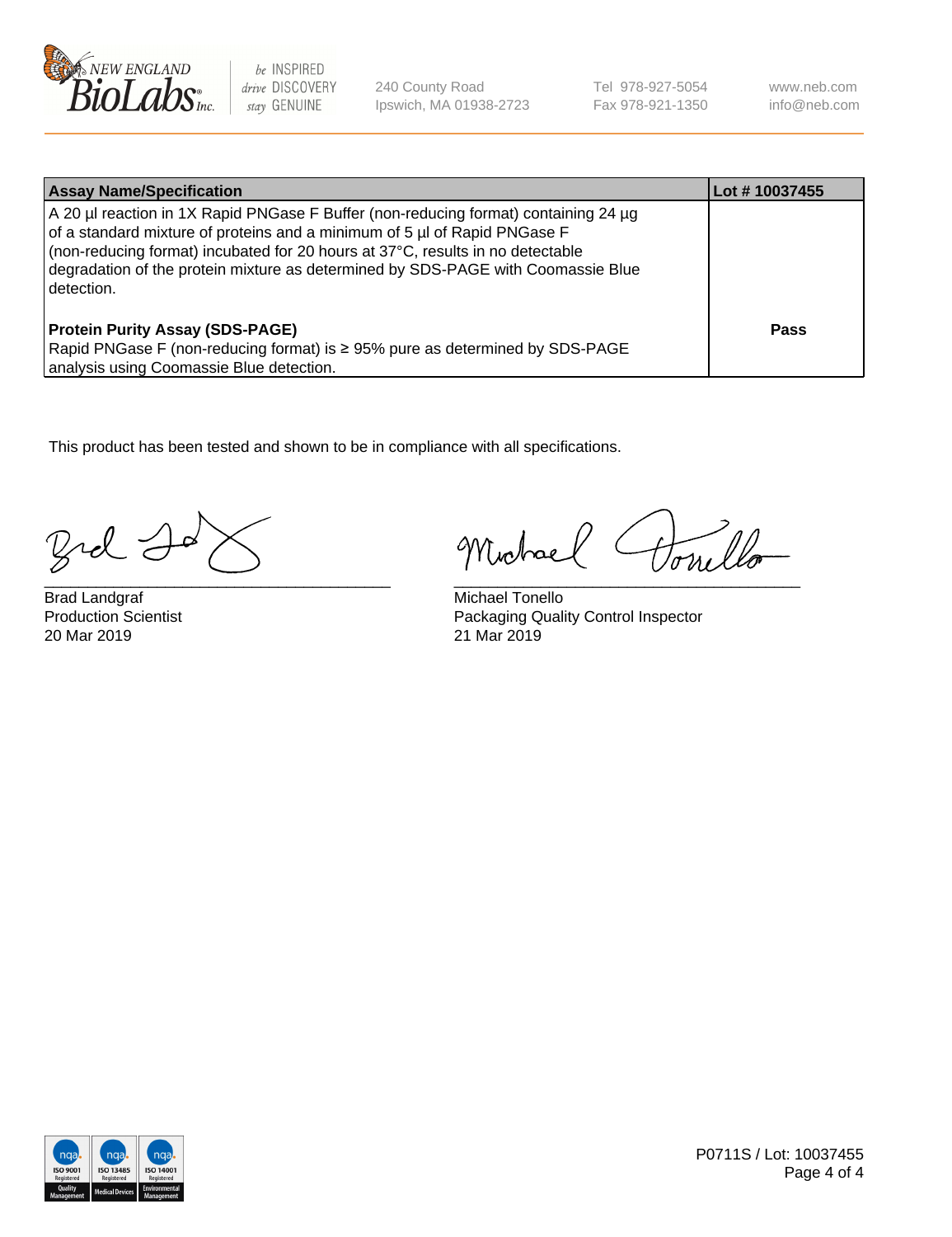240 County Road
Ipswich, MA 01938-2723

Tel 978-927-5054
Fax 978-921-1350

www.neb.com
info@neb.com

| Assay Name/Specification | Lot # 10037455 |
| --- | --- |
| A 20 µl reaction in 1X Rapid PNGase F Buffer (non-reducing format) containing 24 µg of a standard mixture of proteins and a minimum of 5 µl of Rapid PNGase F (non-reducing format) incubated for 20 hours at 37°C, results in no detectable degradation of the protein mixture as determined by SDS-PAGE with Coomassie Blue detection. | |
| **Protein Purity Assay (SDS-PAGE)**<br>Rapid PNGase F (non-reducing format) is ≥ 95% pure as determined by SDS-PAGE analysis using Coomassie Blue detection. | **Pass** |

This product has been tested and shown to be in compliance with all specifications.

Brad Landgraf
Production Scientist
20 Mar 2019

Michael Tonello
Packaging Quality Control Inspector
21 Mar 2019

P0711S / Lot: 10037455